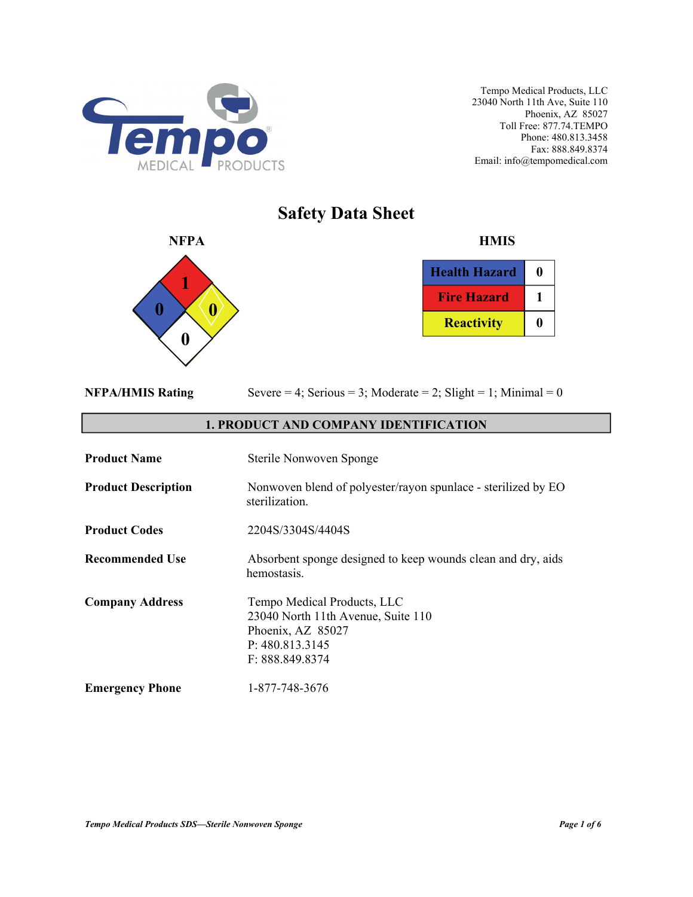Tempo Medical Products, LLC
23040 North 11th Ave, Suite 110
Phoenix, AZ 85027
Toll Free: 877.74.TEMPO
Phone: 480.813.3458
Fax: 888.849.8374
Email: info@tempomedical.com

# Safety Data Sheet

**NFPA**

| Health | Fire | Reactivity | Special |
|---|---|---|---|
| 0 | 1 | 0 | 0 |

**HMIS**

| | |
|---|---|
| **Health Hazard** | 0 |
| **Fire Hazard** | 1 |
| **Reactivity** | 0 |

**NFPA/HMIS Rating** Severe = 4; Serious = 3; Moderate = 2; Slight = 1; Minimal = 0

## 1. PRODUCT AND COMPANY IDENTIFICATION

**Product Name** Sterile Nonwoven Sponge

**Product Description** Nonwoven blend of polyester/rayon spunlace - sterilized by EO sterilization.

**Product Codes** 2204S/3304S/4404S

**Recommended Use** Absorbent sponge designed to keep wounds clean and dry, aids hemostasis.

**Company Address** Tempo Medical Products, LLC
23040 North 11th Avenue, Suite 110
Phoenix, AZ 85027
P: 480.813.3145
F: 888.849.8374

**Emergency Phone** 1-877-748-3676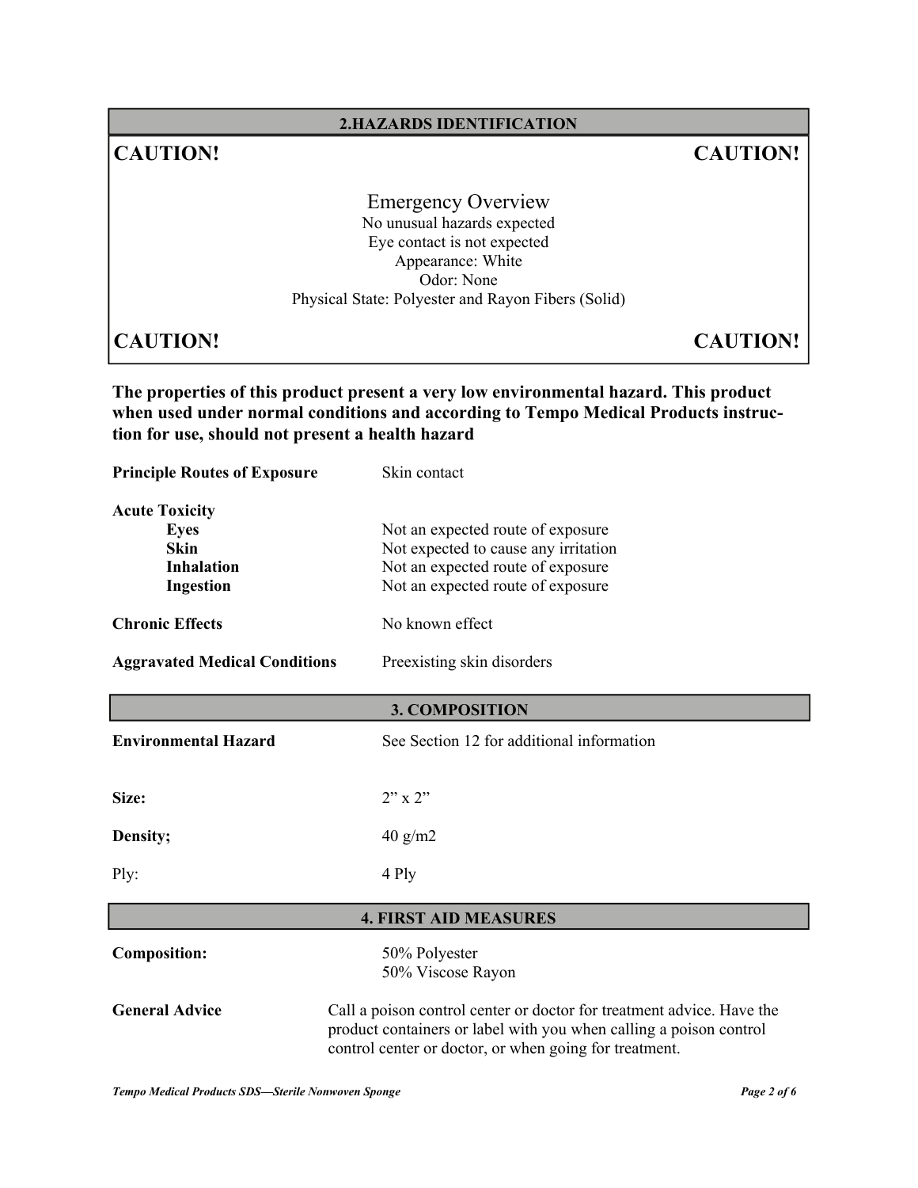## 2.HAZARDS IDENTIFICATION

**CAUTION!** **CAUTION!**

Emergency Overview

No unusual hazards expected

Eye contact is not expected

Appearance: White

Odor: None

Physical State: Polyester and Rayon Fibers (Solid)

**CAUTION!** **CAUTION!**

**The properties of this product present a very low environmental hazard. This product when used under normal conditions and according to Tempo Medical Products instruction for use, should not present a health hazard**

| | |
|---|---|
| **Principle Routes of Exposure** | Skin contact |
| **Acute Toxicity** | |
| **Eyes** | Not an expected route of exposure |
| **Skin** | Not expected to cause any irritation |
| **Inhalation** | Not an expected route of exposure |
| **Ingestion** | Not an expected route of exposure |
| **Chronic Effects** | No known effect |
| **Aggravated Medical Conditions** | Preexisting skin disorders |

## 3. COMPOSITION

| | |
|---|---|
| **Environmental Hazard** | See Section 12 for additional information |
| **Size:** | 2" x 2" |
| **Density;** | 40 g/m2 |
| Ply: | 4 Ply |

## 4. FIRST AID MEASURES

| | |
|---|---|
| **Composition:** | 50% Polyester<br>50% Viscose Rayon |
| **General Advice** | Call a poison control center or doctor for treatment advice. Have the product containers or label with you when calling a poison control control center or doctor, or when going for treatment. |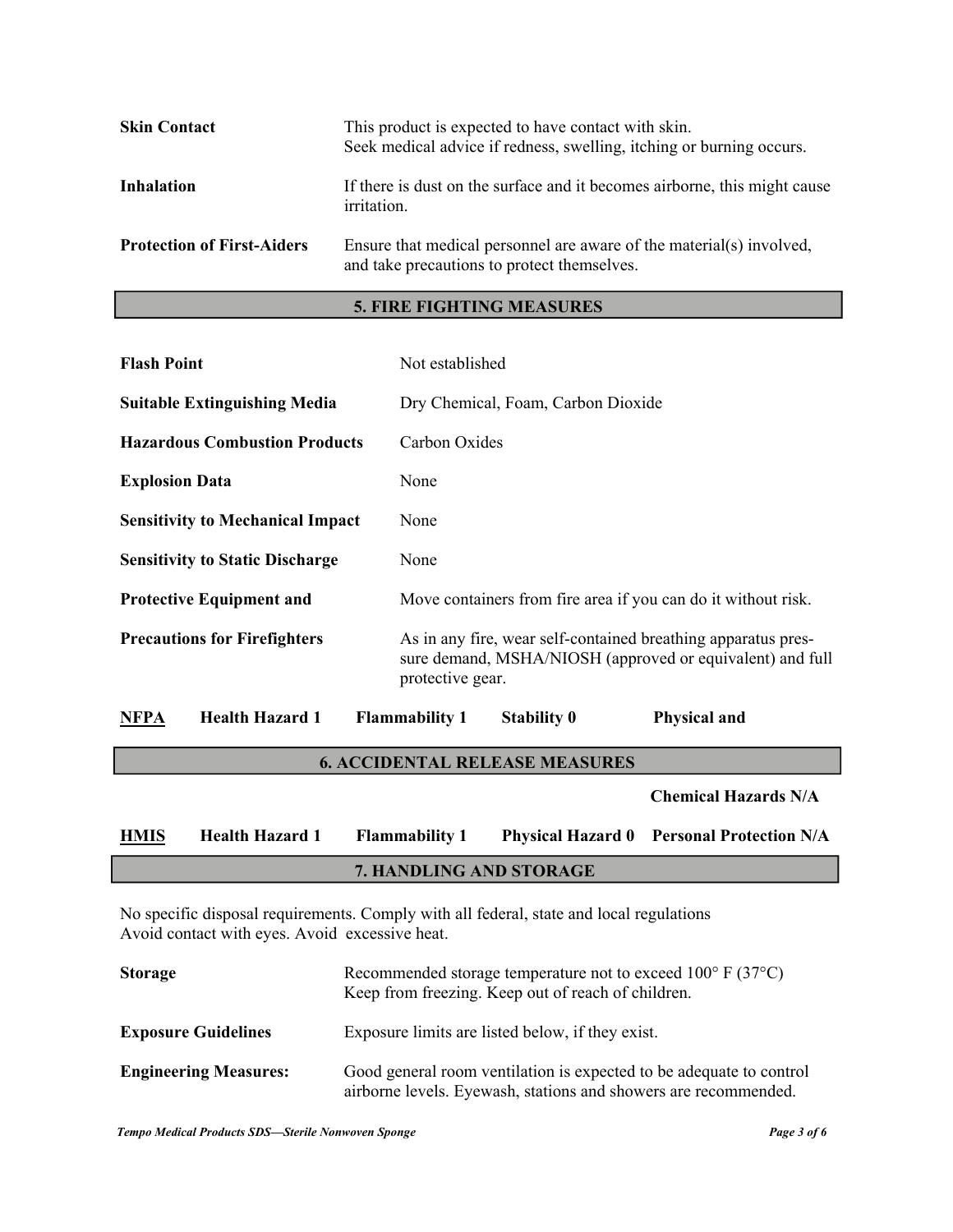**Skin Contact** This product is expected to have contact with skin. Seek medical advice if redness, swelling, itching or burning occurs.

**Inhalation** If there is dust on the surface and it becomes airborne, this might cause irritation.

**Protection of First-Aiders** Ensure that medical personnel are aware of the material(s) involved, and take precautions to protect themselves.

## 5. FIRE FIGHTING MEASURES

| | |
|---|---|
| **Flash Point** | Not established |
| **Suitable Extinguishing Media** | Dry Chemical, Foam, Carbon Dioxide |
| **Hazardous Combustion Products** | Carbon Oxides |
| **Explosion Data** | None |
| **Sensitivity to Mechanical Impact** | None |
| **Sensitivity to Static Discharge** | None |
| **Protective Equipment and Precautions for Firefighters** | Move containers from fire area if you can do it without risk. As in any fire, wear self-contained breathing apparatus pressure demand, MSHA/NIOSH (approved or equivalent) and full protective gear. |

| **NFPA** | **Health Hazard 1** | **Flammability 1** | **Stability 0** | **Physical and Chemical Hazards N/A** |
|---|---|---|---|---|
| **HMIS** | **Health Hazard 1** | **Flammability 1** | **Physical Hazard 0** | **Personal Protection N/A** |

## 6. ACCIDENTAL RELEASE MEASURES

## 7. HANDLING AND STORAGE

No specific disposal requirements. Comply with all federal, state and local regulations
Avoid contact with eyes. Avoid excessive heat.

**Storage** Recommended storage temperature not to exceed 100° F (37°C) Keep from freezing. Keep out of reach of children.

**Exposure Guidelines** Exposure limits are listed below, if they exist.

**Engineering Measures:** Good general room ventilation is expected to be adequate to control airborne levels. Eyewash, stations and showers are recommended.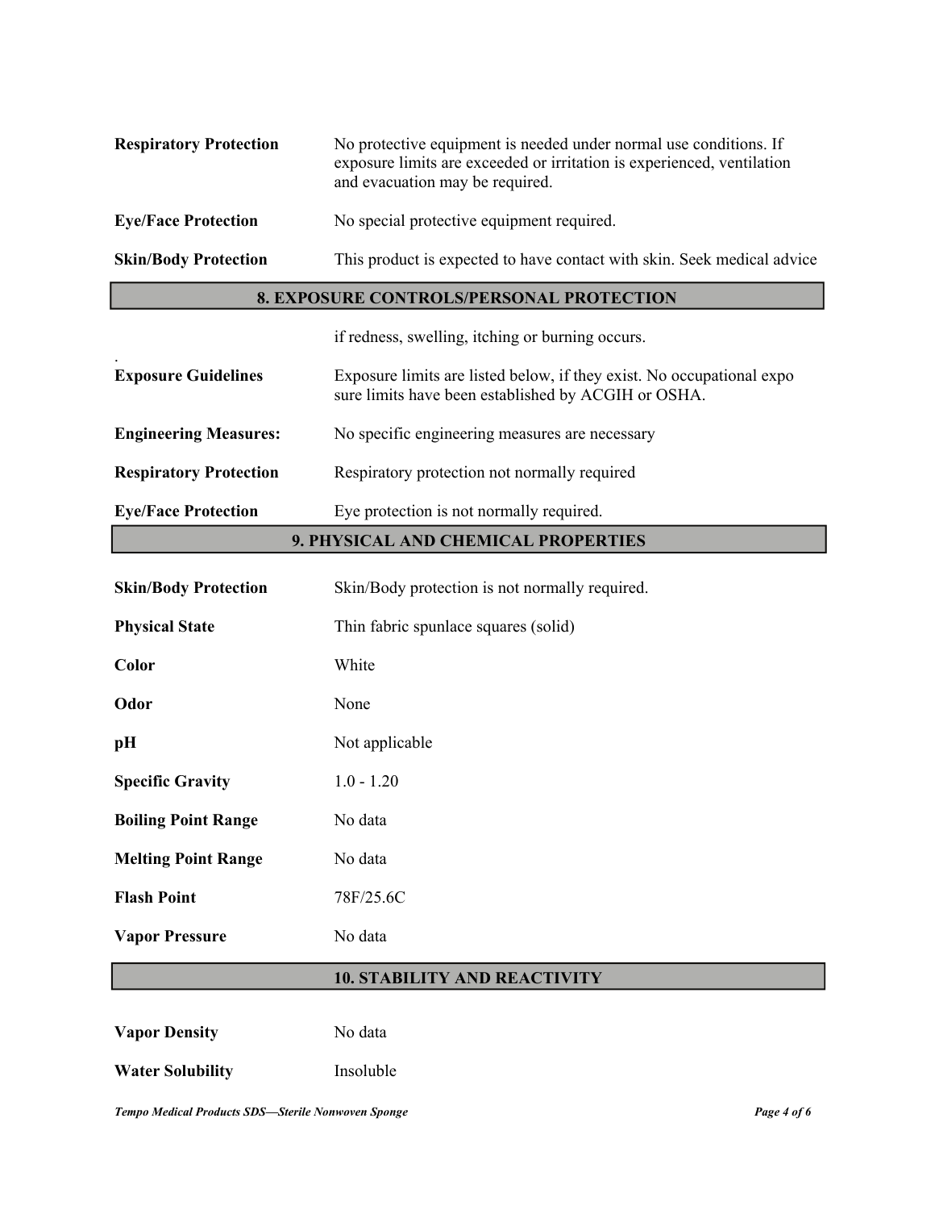**Respiratory Protection** No protective equipment is needed under normal use conditions. If exposure limits are exceeded or irritation is experienced, ventilation and evacuation may be required.

**Eye/Face Protection** No special protective equipment required.

**Skin/Body Protection** This product is expected to have contact with skin. Seek medical advice

## 8. EXPOSURE CONTROLS/PERSONAL PROTECTION

if redness, swelling, itching or burning occurs.

.

**Exposure Guidelines** Exposure limits are listed below, if they exist. No occupational expo sure limits have been established by ACGIH or OSHA.

**Engineering Measures:** No specific engineering measures are necessary

**Respiratory Protection** Respiratory protection not normally required

**Eye/Face Protection** Eye protection is not normally required.

## 9. PHYSICAL AND CHEMICAL PROPERTIES

**Skin/Body Protection** Skin/Body protection is not normally required.

**Physical State** Thin fabric spunlace squares (solid)

**Color** White

**Odor** None

**pH** Not applicable

**Specific Gravity** 1.0 - 1.20

**Boiling Point Range** No data

**Melting Point Range** No data

**Flash Point** 78F/25.6C

**Vapor Pressure** No data

## 10. STABILITY AND REACTIVITY

**Vapor Density** No data

**Water Solubility** Insoluble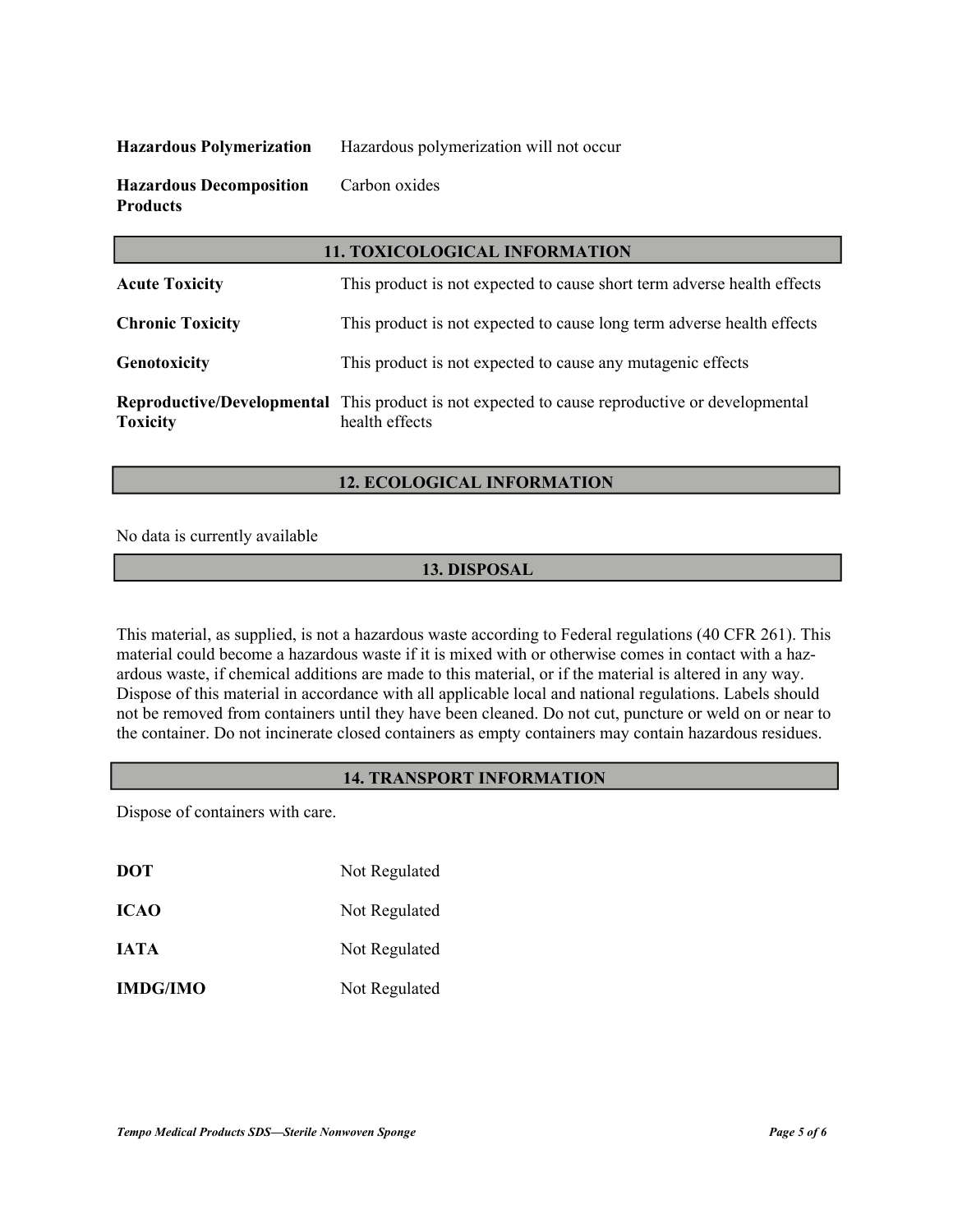| | |
|---|---|
| **Hazardous Polymerization** | Hazardous polymerization will not occur |
| **Hazardous Decomposition Products** | Carbon oxides |

## 11. TOXICOLOGICAL INFORMATION

| | |
|---|---|
| **Acute Toxicity** | This product is not expected to cause short term adverse health effects |
| **Chronic Toxicity** | This product is not expected to cause long term adverse health effects |
| **Genotoxicity** | This product is not expected to cause any mutagenic effects |
| **Reproductive/Developmental Toxicity** | This product is not expected to cause reproductive or developmental health effects |

## 12. ECOLOGICAL INFORMATION

No data is currently available

## 13. DISPOSAL

This material, as supplied, is not a hazardous waste according to Federal regulations (40 CFR 261). This material could become a hazardous waste if it is mixed with or otherwise comes in contact with a hazardous waste, if chemical additions are made to this material, or if the material is altered in any way. Dispose of this material in accordance with all applicable local and national regulations. Labels should not be removed from containers until they have been cleaned. Do not cut, puncture or weld on or near to the container. Do not incinerate closed containers as empty containers may contain hazardous residues.

## 14. TRANSPORT INFORMATION

Dispose of containers with care.

| | |
|---|---|
| **DOT** | Not Regulated |
| **ICAO** | Not Regulated |
| **IATA** | Not Regulated |
| **IMDG/IMO** | Not Regulated |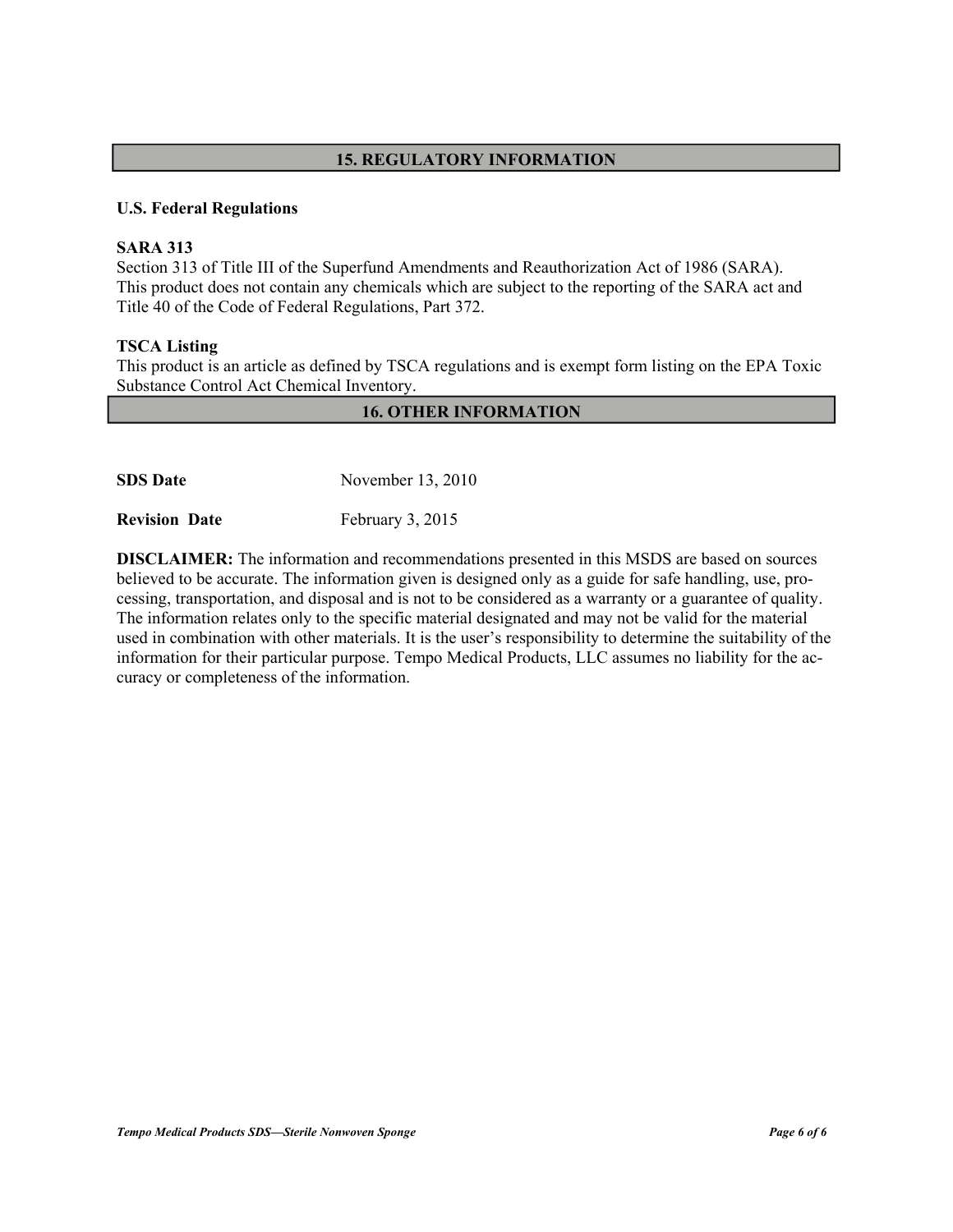## 15. REGULATORY INFORMATION

**U.S. Federal Regulations**

**SARA 313**
Section 313 of Title III of the Superfund Amendments and Reauthorization Act of 1986 (SARA). This product does not contain any chemicals which are subject to the reporting of the SARA act and Title 40 of the Code of Federal Regulations, Part 372.

**TSCA Listing**
This product is an article as defined by TSCA regulations and is exempt form listing on the EPA Toxic Substance Control Act Chemical Inventory.

## 16. OTHER INFORMATION

**SDS Date** November 13, 2010

**Revision Date** February 3, 2015

**DISCLAIMER:** The information and recommendations presented in this MSDS are based on sources believed to be accurate. The information given is designed only as a guide for safe handling, use, processing, transportation, and disposal and is not to be considered as a warranty or a guarantee of quality. The information relates only to the specific material designated and may not be valid for the material used in combination with other materials. It is the user's responsibility to determine the suitability of the information for their particular purpose. Tempo Medical Products, LLC assumes no liability for the accuracy or completeness of the information.